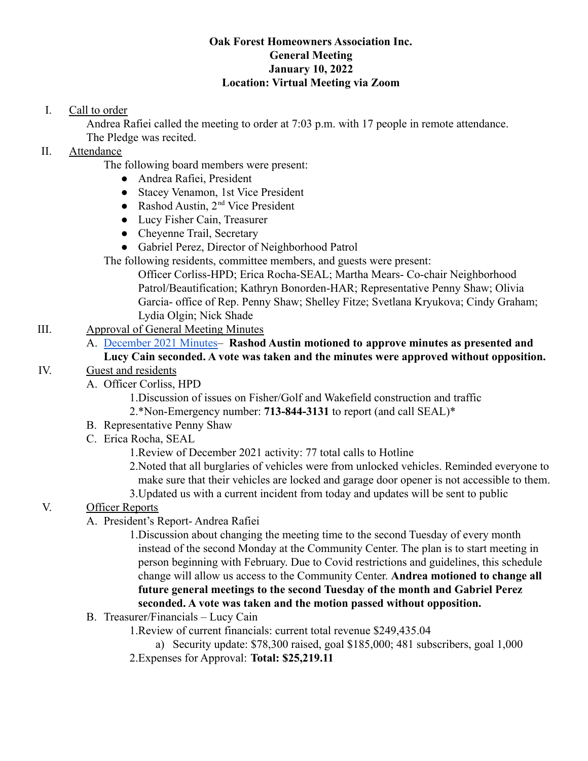**Oak Forest Homeowners Association Inc.**
**General Meeting**
**January 10, 2022**
**Location: Virtual Meeting via Zoom**

I. Call to order

Andrea Rafiei called the meeting to order at 7:03 p.m. with 17 people in remote attendance. The Pledge was recited.

II. Attendance

The following board members were present:

- Andrea Rafiei, President
- Stacey Venamon, 1st Vice President
- Rashod Austin, 2nd Vice President
- Lucy Fisher Cain, Treasurer
- Cheyenne Trail, Secretary
- Gabriel Perez, Director of Neighborhood Patrol

The following residents, committee members, and guests were present:

Officer Corliss-HPD; Erica Rocha-SEAL; Martha Mears- Co-chair Neighborhood Patrol/Beautification; Kathryn Bonorden-HAR; Representative Penny Shaw; Olivia Garcia- office of Rep. Penny Shaw; Shelley Fitze; Svetlana Kryukova; Cindy Graham; Lydia Olgin; Nick Shade

III. Approval of General Meeting Minutes

A. December 2021 Minutes– **Rashod Austin motioned to approve minutes as presented and Lucy Cain seconded. A vote was taken and the minutes were approved without opposition.**

IV. Guest and residents

A. Officer Corliss, HPD

1. Discussion of issues on Fisher/Golf and Wakefield construction and traffic
2. *Non-Emergency number: **713-844-3131** to report (and call SEAL)*

B. Representative Penny Shaw

C. Erica Rocha, SEAL

1. Review of December 2021 activity: 77 total calls to Hotline
2. Noted that all burglaries of vehicles were from unlocked vehicles. Reminded everyone to make sure that their vehicles are locked and garage door opener is not accessible to them.
3. Updated us with a current incident from today and updates will be sent to public

V. Officer Reports

A. President's Report- Andrea Rafiei

1. Discussion about changing the meeting time to the second Tuesday of every month instead of the second Monday at the Community Center. The plan is to start meeting in person beginning with February. Due to Covid restrictions and guidelines, this schedule change will allow us access to the Community Center. **Andrea motioned to change all future general meetings to the second Tuesday of the month and Gabriel Perez seconded. A vote was taken and the motion passed without opposition.**

B. Treasurer/Financials – Lucy Cain

1. Review of current financials: current total revenue $249,435.04
   a) Security update: $78,300 raised, goal $185,000; 481 subscribers, goal 1,000
2. Expenses for Approval: **Total: $25,219.11**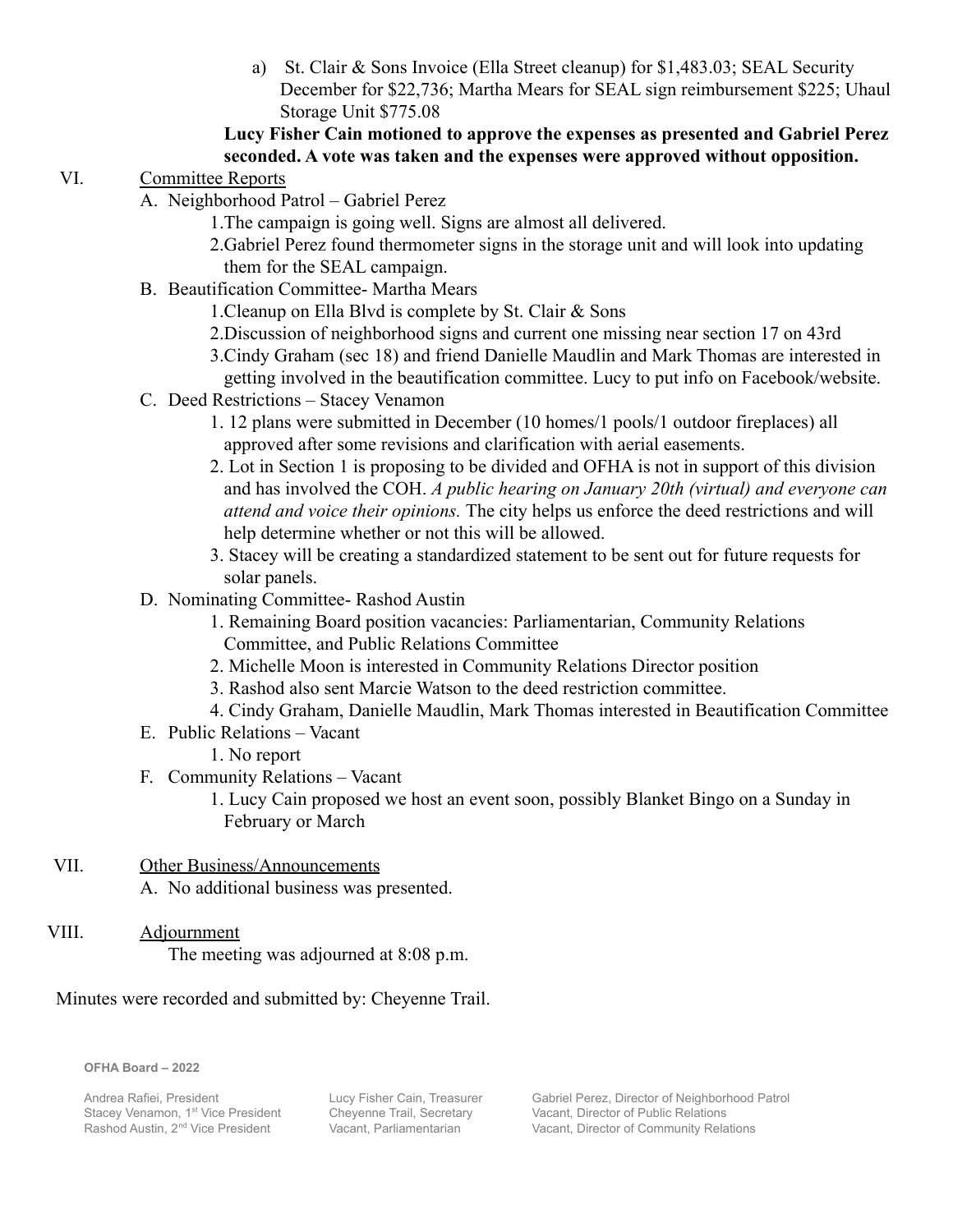a) St. Clair & Sons Invoice (Ella Street cleanup) for $1,483.03; SEAL Security December for $22,736; Martha Mears for SEAL sign reimbursement $225; Uhaul Storage Unit $775.08

**Lucy Fisher Cain motioned to approve the expenses as presented and Gabriel Perez seconded. A vote was taken and the expenses were approved without opposition.**

VI. Committee Reports

A. Neighborhood Patrol – Gabriel Perez

1. The campaign is going well. Signs are almost all delivered.
2. Gabriel Perez found thermometer signs in the storage unit and will look into updating them for the SEAL campaign.

B. Beautification Committee- Martha Mears

1. Cleanup on Ella Blvd is complete by St. Clair & Sons
2. Discussion of neighborhood signs and current one missing near section 17 on 43rd
3. Cindy Graham (sec 18) and friend Danielle Maudlin and Mark Thomas are interested in getting involved in the beautification committee. Lucy to put info on Facebook/website.

C. Deed Restrictions – Stacey Venamon

1. 12 plans were submitted in December (10 homes/1 pools/1 outdoor fireplaces) all approved after some revisions and clarification with aerial easements.
2. Lot in Section 1 is proposing to be divided and OFHA is not in support of this division and has involved the COH. *A public hearing on January 20th (virtual) and everyone can attend and voice their opinions.* The city helps us enforce the deed restrictions and will help determine whether or not this will be allowed.
3. Stacey will be creating a standardized statement to be sent out for future requests for solar panels.

D. Nominating Committee- Rashod Austin

1. Remaining Board position vacancies: Parliamentarian, Community Relations Committee, and Public Relations Committee
2. Michelle Moon is interested in Community Relations Director position
3. Rashod also sent Marcie Watson to the deed restriction committee.
4. Cindy Graham, Danielle Maudlin, Mark Thomas interested in Beautification Committee

E. Public Relations – Vacant

1. No report

F. Community Relations – Vacant

1. Lucy Cain proposed we host an event soon, possibly Blanket Bingo on a Sunday in February or March

VII. Other Business/Announcements

A. No additional business was presented.

VIII. Adjournment

The meeting was adjourned at 8:08 p.m.

Minutes were recorded and submitted by: Cheyenne Trail.

**OFHA Board – 2022**

Andrea Rafiei, President
Stacey Venamon, 1st Vice President
Rashod Austin, 2nd Vice President
Lucy Fisher Cain, Treasurer
Cheyenne Trail, Secretary
Vacant, Parliamentarian
Gabriel Perez, Director of Neighborhood Patrol
Vacant, Director of Public Relations
Vacant, Director of Community Relations